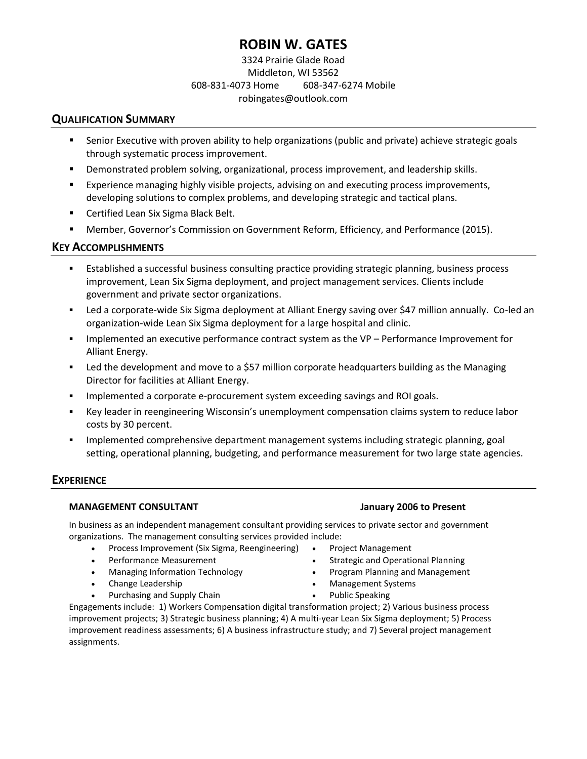# ROBIN W. GATES

3324 Prairie Glade Road
Middleton, WI 53562
608-831-4073 Home 608-347-6274 Mobile
robingates@outlook.com

## QUALIFICATION SUMMARY

- Senior Executive with proven ability to help organizations (public and private) achieve strategic goals through systematic process improvement.
- Demonstrated problem solving, organizational, process improvement, and leadership skills.
- Experience managing highly visible projects, advising on and executing process improvements, developing solutions to complex problems, and developing strategic and tactical plans.
- Certified Lean Six Sigma Black Belt.
- Member, Governor's Commission on Government Reform, Efficiency, and Performance (2015).

## KEY ACCOMPLISHMENTS

- Established a successful business consulting practice providing strategic planning, business process improvement, Lean Six Sigma deployment, and project management services. Clients include government and private sector organizations.
- Led a corporate-wide Six Sigma deployment at Alliant Energy saving over $47 million annually. Co-led an organization-wide Lean Six Sigma deployment for a large hospital and clinic.
- Implemented an executive performance contract system as the VP – Performance Improvement for Alliant Energy.
- Led the development and move to a $57 million corporate headquarters building as the Managing Director for facilities at Alliant Energy.
- Implemented a corporate e-procurement system exceeding savings and ROI goals.
- Key leader in reengineering Wisconsin's unemployment compensation claims system to reduce labor costs by 30 percent.
- Implemented comprehensive department management systems including strategic planning, goal setting, operational planning, budgeting, and performance measurement for two large state agencies.

## EXPERIENCE

**MANAGEMENT CONSULTANT** **January 2006 to Present**

In business as an independent management consultant providing services to private sector and government organizations. The management consulting services provided include:

- Process Improvement (Six Sigma, Reengineering)
- Performance Measurement
- Managing Information Technology
- Change Leadership
- Purchasing and Supply Chain
- Project Management
- Strategic and Operational Planning
- Program Planning and Management
- Management Systems
- Public Speaking

Engagements include: 1) Workers Compensation digital transformation project; 2) Various business process improvement projects; 3) Strategic business planning; 4) A multi-year Lean Six Sigma deployment; 5) Process improvement readiness assessments; 6) A business infrastructure study; and 7) Several project management assignments.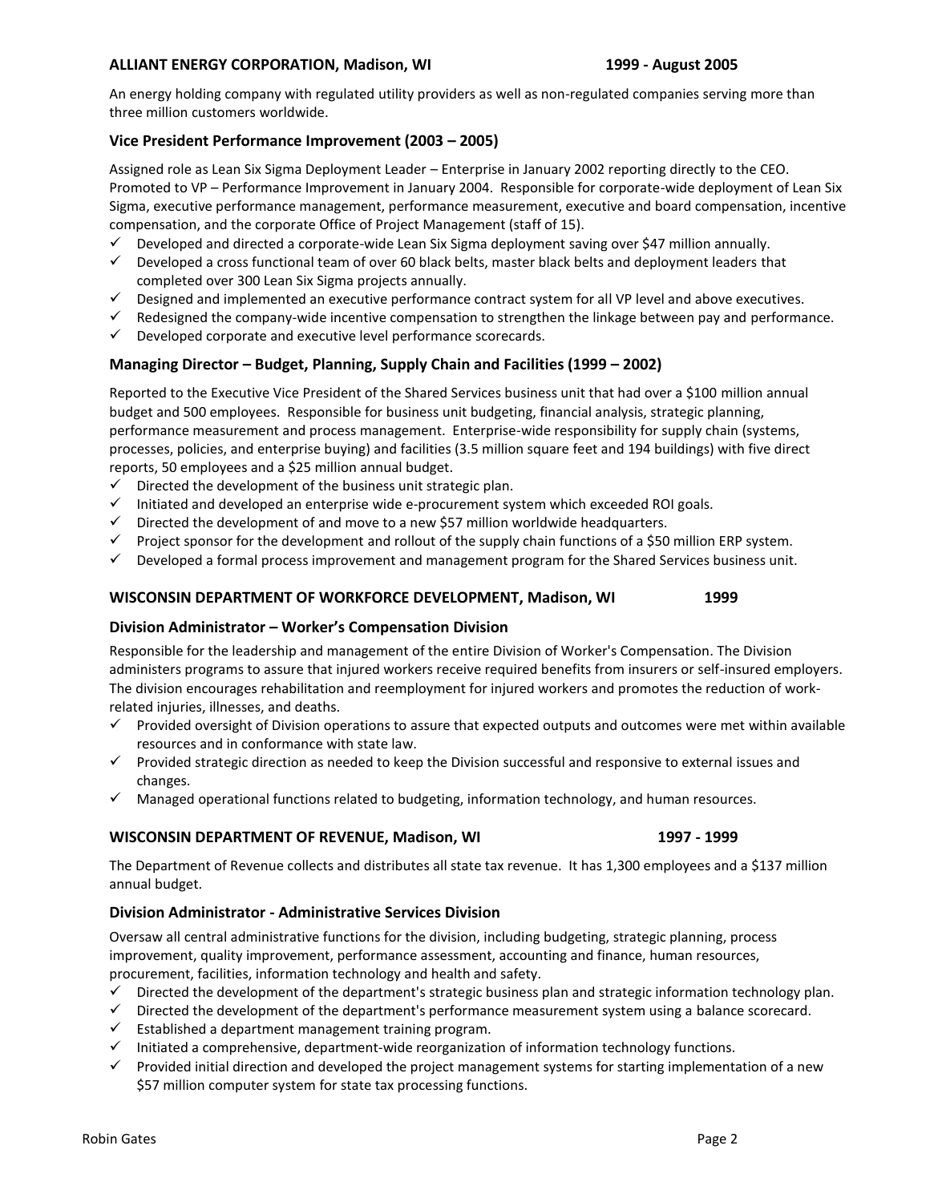**ALLIANT ENERGY CORPORATION, Madison, WI** **1999 - August 2005**

An energy holding company with regulated utility providers as well as non-regulated companies serving more than three million customers worldwide.

### Vice President Performance Improvement (2003 – 2005)

Assigned role as Lean Six Sigma Deployment Leader – Enterprise in January 2002 reporting directly to the CEO. Promoted to VP – Performance Improvement in January 2004. Responsible for corporate-wide deployment of Lean Six Sigma, executive performance management, performance measurement, executive and board compensation, incentive compensation, and the corporate Office of Project Management (staff of 15).

- ✓ Developed and directed a corporate-wide Lean Six Sigma deployment saving over $47 million annually.
- ✓ Developed a cross functional team of over 60 black belts, master black belts and deployment leaders that completed over 300 Lean Six Sigma projects annually.
- ✓ Designed and implemented an executive performance contract system for all VP level and above executives.
- ✓ Redesigned the company-wide incentive compensation to strengthen the linkage between pay and performance.
- ✓ Developed corporate and executive level performance scorecards.

### Managing Director – Budget, Planning, Supply Chain and Facilities (1999 – 2002)

Reported to the Executive Vice President of the Shared Services business unit that had over a $100 million annual budget and 500 employees. Responsible for business unit budgeting, financial analysis, strategic planning, performance measurement and process management. Enterprise-wide responsibility for supply chain (systems, processes, policies, and enterprise buying) and facilities (3.5 million square feet and 194 buildings) with five direct reports, 50 employees and a $25 million annual budget.

- ✓ Directed the development of the business unit strategic plan.
- ✓ Initiated and developed an enterprise wide e-procurement system which exceeded ROI goals.
- ✓ Directed the development of and move to a new $57 million worldwide headquarters.
- ✓ Project sponsor for the development and rollout of the supply chain functions of a $50 million ERP system.
- ✓ Developed a formal process improvement and management program for the Shared Services business unit.

**WISCONSIN DEPARTMENT OF WORKFORCE DEVELOPMENT, Madison, WI** **1999**

### Division Administrator – Worker's Compensation Division

Responsible for the leadership and management of the entire Division of Worker's Compensation. The Division administers programs to assure that injured workers receive required benefits from insurers or self-insured employers. The division encourages rehabilitation and reemployment for injured workers and promotes the reduction of work-related injuries, illnesses, and deaths.

- ✓ Provided oversight of Division operations to assure that expected outputs and outcomes were met within available resources and in conformance with state law.
- ✓ Provided strategic direction as needed to keep the Division successful and responsive to external issues and changes.
- ✓ Managed operational functions related to budgeting, information technology, and human resources.

**WISCONSIN DEPARTMENT OF REVENUE, Madison, WI** **1997 - 1999**

The Department of Revenue collects and distributes all state tax revenue. It has 1,300 employees and a $137 million annual budget.

### Division Administrator - Administrative Services Division

Oversaw all central administrative functions for the division, including budgeting, strategic planning, process improvement, quality improvement, performance assessment, accounting and finance, human resources, procurement, facilities, information technology and health and safety.

- ✓ Directed the development of the department's strategic business plan and strategic information technology plan.
- ✓ Directed the development of the department's performance measurement system using a balance scorecard.
- ✓ Established a department management training program.
- ✓ Initiated a comprehensive, department-wide reorganization of information technology functions.
- ✓ Provided initial direction and developed the project management systems for starting implementation of a new $57 million computer system for state tax processing functions.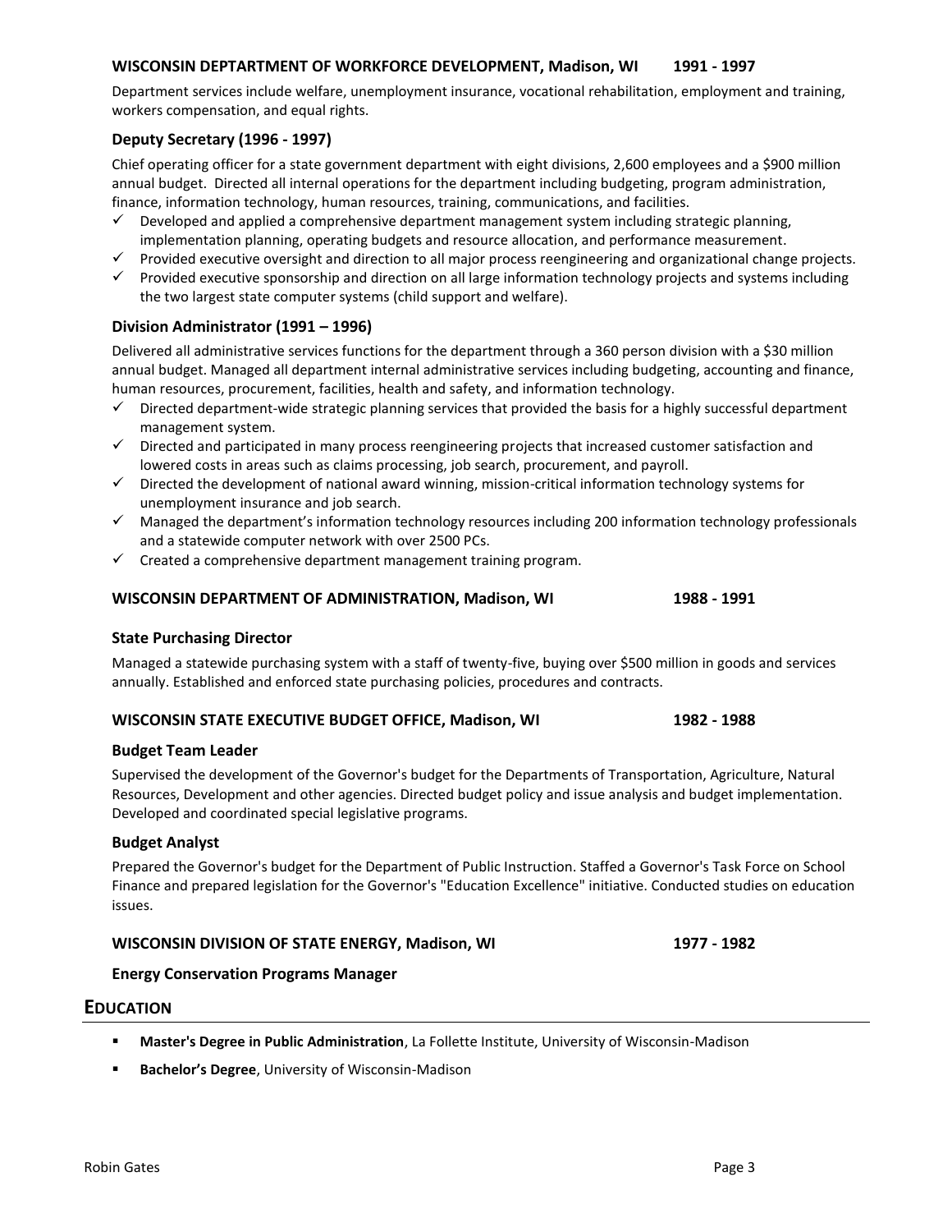### WISCONSIN DEPTARTMENT OF WORKFORCE DEVELOPMENT, Madison, WI 1991 - 1997

Department services include welfare, unemployment insurance, vocational rehabilitation, employment and training, workers compensation, and equal rights.

**Deputy Secretary (1996 - 1997)**

Chief operating officer for a state government department with eight divisions, 2,600 employees and a $900 million annual budget. Directed all internal operations for the department including budgeting, program administration, finance, information technology, human resources, training, communications, and facilities.

- ✓ Developed and applied a comprehensive department management system including strategic planning, implementation planning, operating budgets and resource allocation, and performance measurement.
- ✓ Provided executive oversight and direction to all major process reengineering and organizational change projects.
- ✓ Provided executive sponsorship and direction on all large information technology projects and systems including the two largest state computer systems (child support and welfare).

**Division Administrator (1991 – 1996)**

Delivered all administrative services functions for the department through a 360 person division with a $30 million annual budget. Managed all department internal administrative services including budgeting, accounting and finance, human resources, procurement, facilities, health and safety, and information technology.

- ✓ Directed department-wide strategic planning services that provided the basis for a highly successful department management system.
- ✓ Directed and participated in many process reengineering projects that increased customer satisfaction and lowered costs in areas such as claims processing, job search, procurement, and payroll.
- ✓ Directed the development of national award winning, mission-critical information technology systems for unemployment insurance and job search.
- ✓ Managed the department's information technology resources including 200 information technology professionals and a statewide computer network with over 2500 PCs.
- ✓ Created a comprehensive department management training program.

### WISCONSIN DEPARTMENT OF ADMINISTRATION, Madison, WI 1988 - 1991

**State Purchasing Director**

Managed a statewide purchasing system with a staff of twenty-five, buying over $500 million in goods and services annually. Established and enforced state purchasing policies, procedures and contracts.

### WISCONSIN STATE EXECUTIVE BUDGET OFFICE, Madison, WI 1982 - 1988

**Budget Team Leader**

Supervised the development of the Governor's budget for the Departments of Transportation, Agriculture, Natural Resources, Development and other agencies. Directed budget policy and issue analysis and budget implementation. Developed and coordinated special legislative programs.

**Budget Analyst**

Prepared the Governor's budget for the Department of Public Instruction. Staffed a Governor's Task Force on School Finance and prepared legislation for the Governor's "Education Excellence" initiative. Conducted studies on education issues.

### WISCONSIN DIVISION OF STATE ENERGY, Madison, WI 1977 - 1982

**Energy Conservation Programs Manager**

## EDUCATION

- **Master's Degree in Public Administration**, La Follette Institute, University of Wisconsin-Madison
- **Bachelor's Degree**, University of Wisconsin-Madison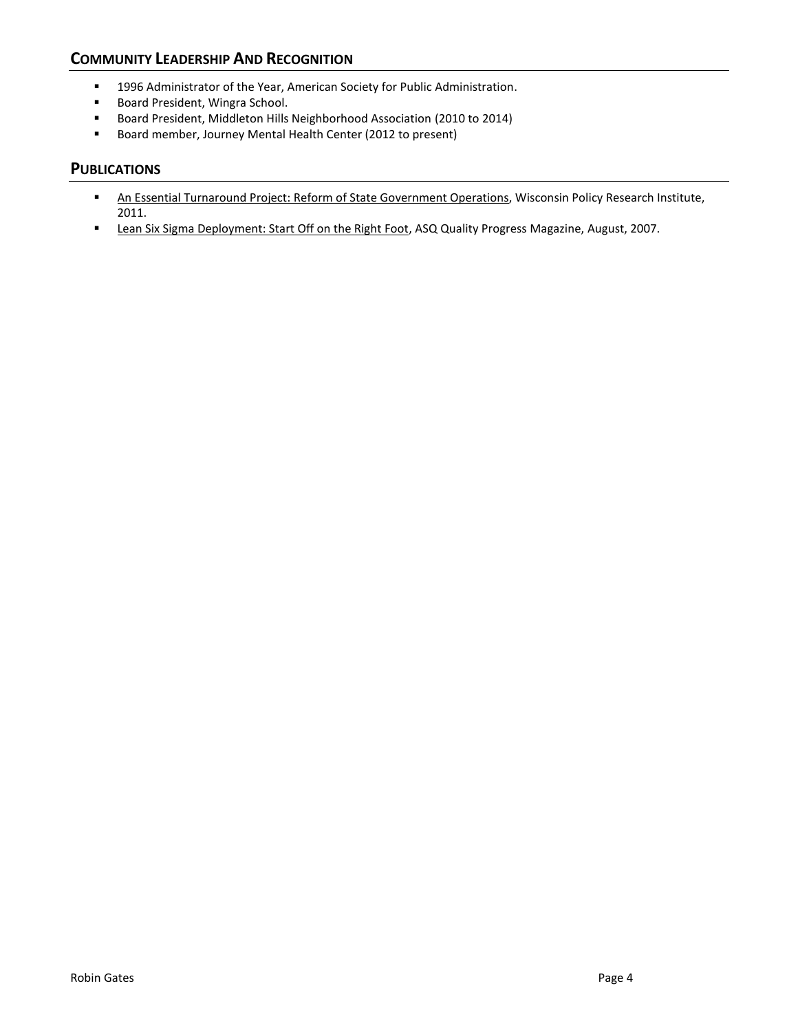## Community Leadership And Recognition

- 1996 Administrator of the Year, American Society for Public Administration.
- Board President, Wingra School.
- Board President, Middleton Hills Neighborhood Association (2010 to 2014)
- Board member, Journey Mental Health Center (2012 to present)

## Publications

- An Essential Turnaround Project: Reform of State Government Operations, Wisconsin Policy Research Institute, 2011.
- Lean Six Sigma Deployment: Start Off on the Right Foot, ASQ Quality Progress Magazine, August, 2007.